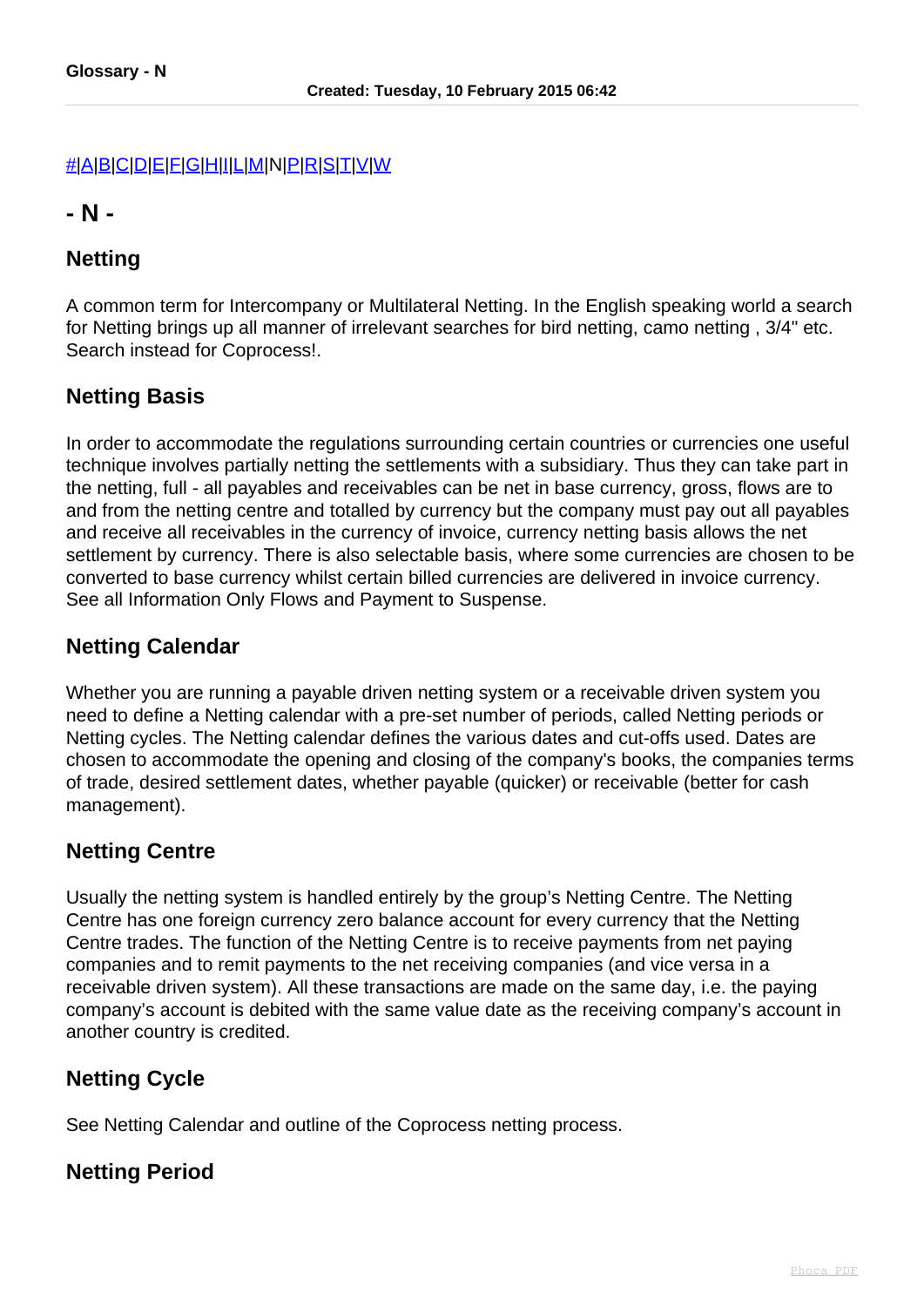**Glossary - N**

**Created: Tuesday, 10 February 2015 06:42**

#|A|B|C|D|E|F|G|H|I|L|M|N|P|R|S|T|V|W

## - N -

### Netting

A common term for Intercompany or Multilateral Netting. In the English speaking world a search for Netting brings up all manner of irrelevant searches for bird netting, camo netting , 3/4" etc. Search instead for Coprocess!.

### Netting Basis

In order to accommodate the regulations surrounding certain countries or currencies one useful technique involves partially netting the settlements with a subsidiary. Thus they can take part in the netting, full - all payables and receivables can be net in base currency, gross, flows are to and from the netting centre and totalled by currency but the company must pay out all payables and receive all receivables in the currency of invoice, currency netting basis allows the net settlement by currency. There is also selectable basis, where some currencies are chosen to be converted to base currency whilst certain billed currencies are delivered in invoice currency. See all Information Only Flows and Payment to Suspense.

### Netting Calendar

Whether you are running a payable driven netting system or a receivable driven system you need to define a Netting calendar with a pre-set number of periods, called Netting periods or Netting cycles. The Netting calendar defines the various dates and cut-offs used. Dates are chosen to accommodate the opening and closing of the company's books, the companies terms of trade, desired settlement dates, whether payable (quicker) or receivable (better for cash management).

### Netting Centre

Usually the netting system is handled entirely by the group's Netting Centre. The Netting Centre has one foreign currency zero balance account for every currency that the Netting Centre trades. The function of the Netting Centre is to receive payments from net paying companies and to remit payments to the net receiving companies (and vice versa in a receivable driven system). All these transactions are made on the same day, i.e. the paying company's account is debited with the same value date as the receiving company's account in another country is credited.

### Netting Cycle

See Netting Calendar and outline of the Coprocess netting process.

### Netting Period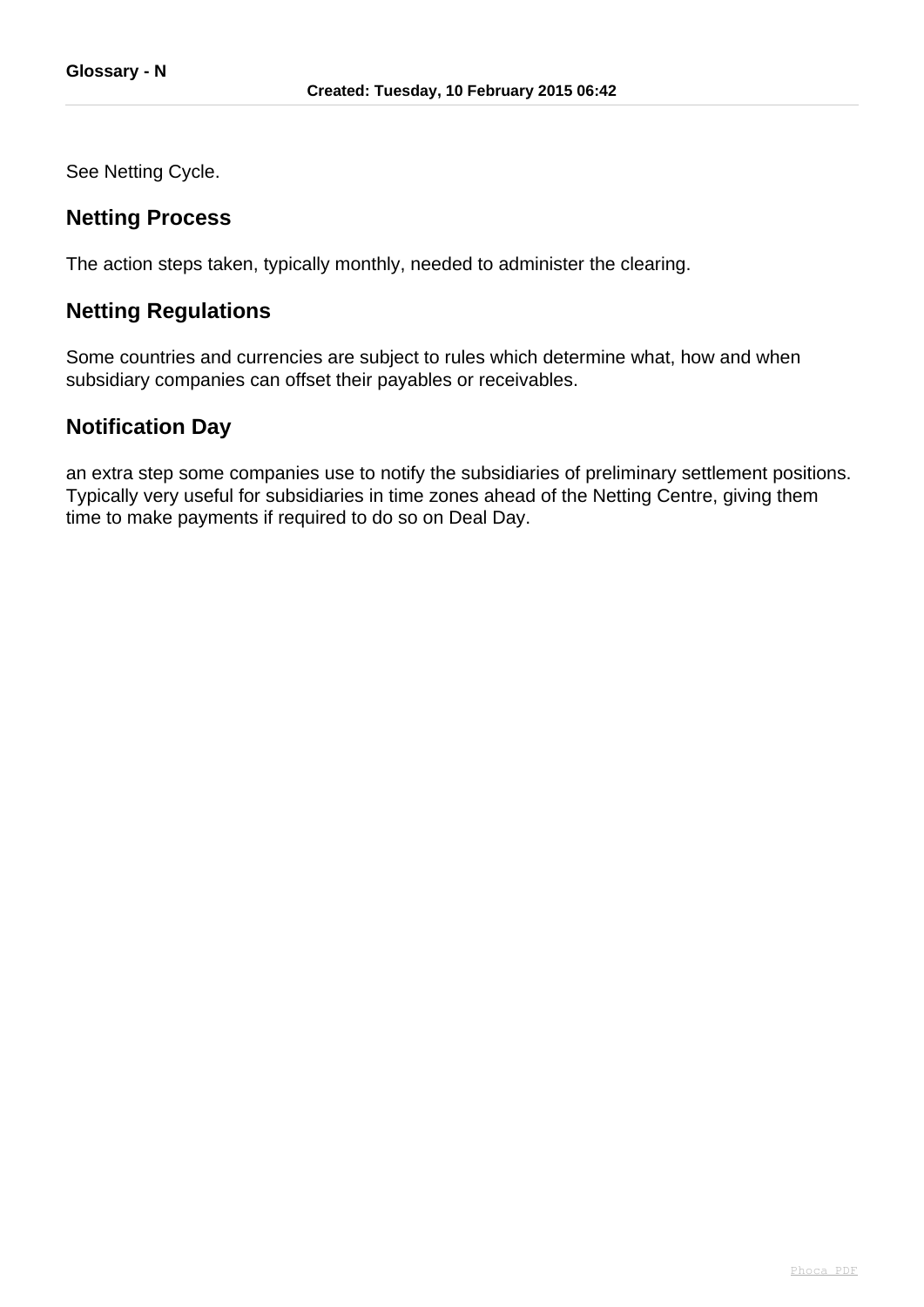See Netting Cycle.

## Netting Process

The action steps taken, typically monthly, needed to administer the clearing.

## Netting Regulations

Some countries and currencies are subject to rules which determine what, how and when subsidiary companies can offset their payables or receivables.

## Notification Day

an extra step some companies use to notify the subsidiaries of preliminary settlement positions. Typically very useful for subsidiaries in time zones ahead of the Netting Centre, giving them time to make payments if required to do so on Deal Day.